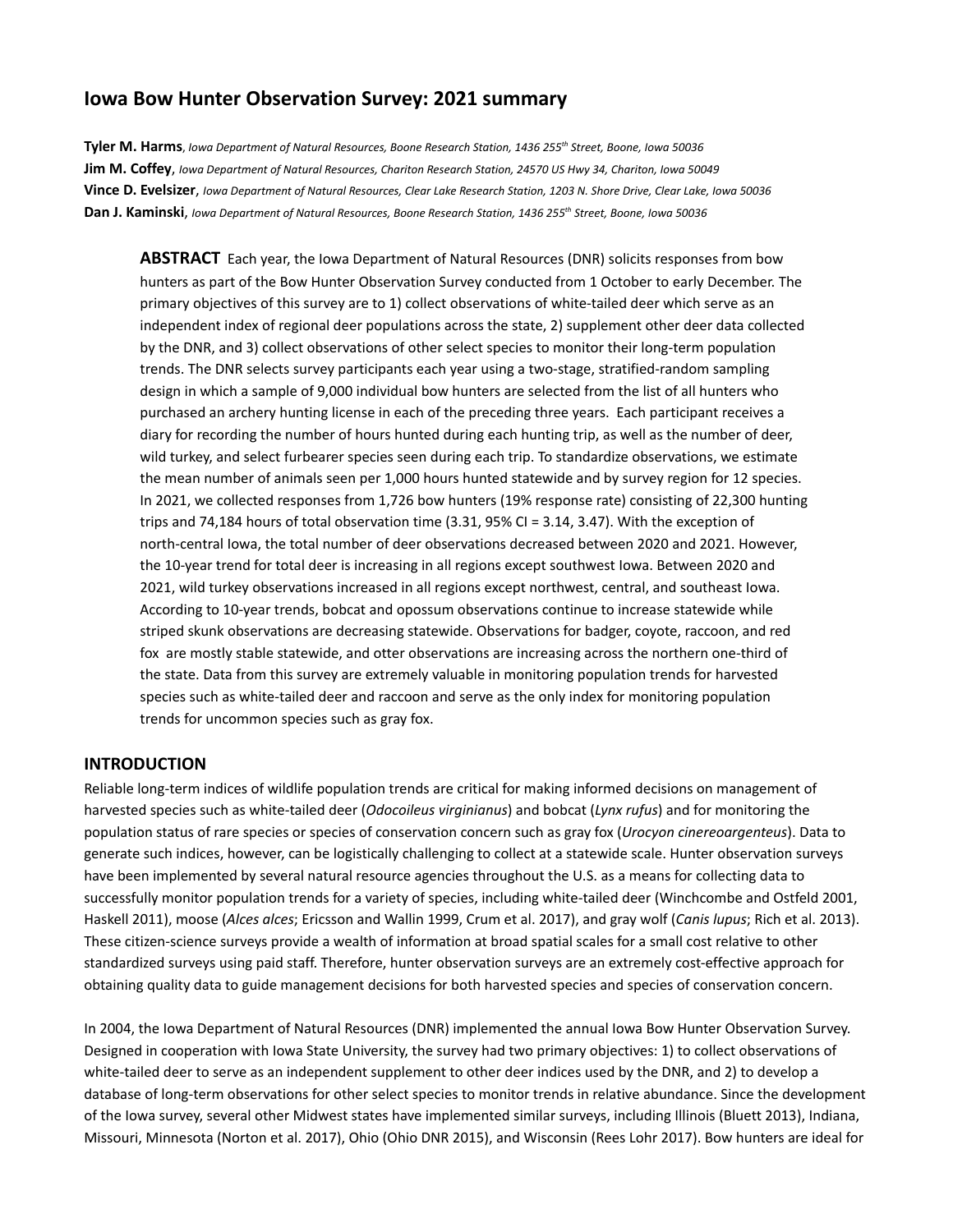# Iowa Bow Hunter Observation Survey: 2021 summary

**Tyler M. Harms**, *Iowa Department of Natural Resources, Boone Research Station, 1436 255th Street, Boone, Iowa 50036*
**Jim M. Coffey**, *Iowa Department of Natural Resources, Chariton Research Station, 24570 US Hwy 34, Chariton, Iowa 50049*
**Vince D. Evelsizer**, *Iowa Department of Natural Resources, Clear Lake Research Station, 1203 N. Shore Drive, Clear Lake, Iowa 50036*
**Dan J. Kaminski**, *Iowa Department of Natural Resources, Boone Research Station, 1436 255th Street, Boone, Iowa 50036*

**ABSTRACT** Each year, the Iowa Department of Natural Resources (DNR) solicits responses from bow hunters as part of the Bow Hunter Observation Survey conducted from 1 October to early December. The primary objectives of this survey are to 1) collect observations of white-tailed deer which serve as an independent index of regional deer populations across the state, 2) supplement other deer data collected by the DNR, and 3) collect observations of other select species to monitor their long-term population trends. The DNR selects survey participants each year using a two-stage, stratified-random sampling design in which a sample of 9,000 individual bow hunters are selected from the list of all hunters who purchased an archery hunting license in each of the preceding three years. Each participant receives a diary for recording the number of hours hunted during each hunting trip, as well as the number of deer, wild turkey, and select furbearer species seen during each trip. To standardize observations, we estimate the mean number of animals seen per 1,000 hours hunted statewide and by survey region for 12 species. In 2021, we collected responses from 1,726 bow hunters (19% response rate) consisting of 22,300 hunting trips and 74,184 hours of total observation time (3.31, 95% CI = 3.14, 3.47). With the exception of north-central Iowa, the total number of deer observations decreased between 2020 and 2021. However, the 10-year trend for total deer is increasing in all regions except southwest Iowa. Between 2020 and 2021, wild turkey observations increased in all regions except northwest, central, and southeast Iowa. According to 10-year trends, bobcat and opossum observations continue to increase statewide while striped skunk observations are decreasing statewide. Observations for badger, coyote, raccoon, and red fox are mostly stable statewide, and otter observations are increasing across the northern one-third of the state. Data from this survey are extremely valuable in monitoring population trends for harvested species such as white-tailed deer and raccoon and serve as the only index for monitoring population trends for uncommon species such as gray fox.

## INTRODUCTION

Reliable long-term indices of wildlife population trends are critical for making informed decisions on management of harvested species such as white-tailed deer (*Odocoileus virginianus*) and bobcat (*Lynx rufus*) and for monitoring the population status of rare species or species of conservation concern such as gray fox (*Urocyon cinereoargenteus*). Data to generate such indices, however, can be logistically challenging to collect at a statewide scale. Hunter observation surveys have been implemented by several natural resource agencies throughout the U.S. as a means for collecting data to successfully monitor population trends for a variety of species, including white-tailed deer (Winchcombe and Ostfeld 2001, Haskell 2011), moose (*Alces alces*; Ericsson and Wallin 1999, Crum et al. 2017), and gray wolf (*Canis lupus*; Rich et al. 2013). These citizen-science surveys provide a wealth of information at broad spatial scales for a small cost relative to other standardized surveys using paid staff. Therefore, hunter observation surveys are an extremely cost-effective approach for obtaining quality data to guide management decisions for both harvested species and species of conservation concern.

In 2004, the Iowa Department of Natural Resources (DNR) implemented the annual Iowa Bow Hunter Observation Survey. Designed in cooperation with Iowa State University, the survey had two primary objectives: 1) to collect observations of white-tailed deer to serve as an independent supplement to other deer indices used by the DNR, and 2) to develop a database of long-term observations for other select species to monitor trends in relative abundance. Since the development of the Iowa survey, several other Midwest states have implemented similar surveys, including Illinois (Bluett 2013), Indiana, Missouri, Minnesota (Norton et al. 2017), Ohio (Ohio DNR 2015), and Wisconsin (Rees Lohr 2017). Bow hunters are ideal for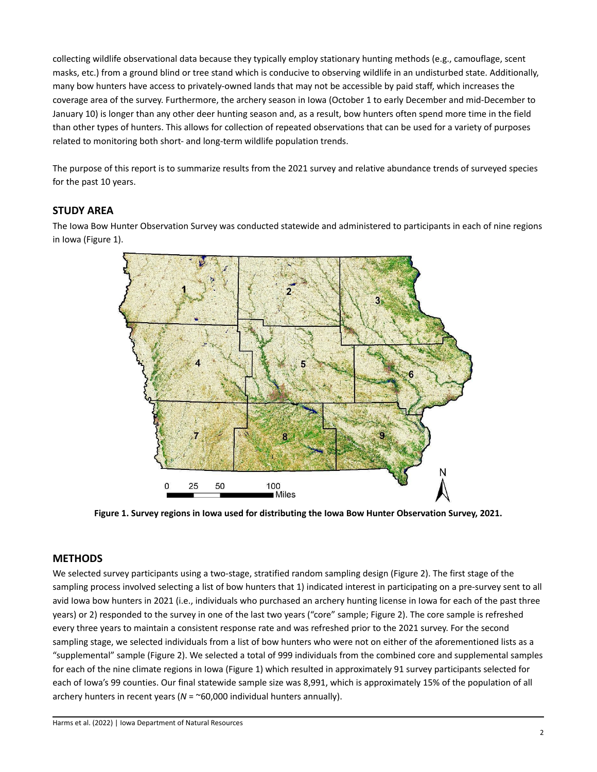collecting wildlife observational data because they typically employ stationary hunting methods (e.g., camouflage, scent masks, etc.) from a ground blind or tree stand which is conducive to observing wildlife in an undisturbed state. Additionally, many bow hunters have access to privately-owned lands that may not be accessible by paid staff, which increases the coverage area of the survey. Furthermore, the archery season in Iowa (October 1 to early December and mid-December to January 10) is longer than any other deer hunting season and, as a result, bow hunters often spend more time in the field than other types of hunters. This allows for collection of repeated observations that can be used for a variety of purposes related to monitoring both short- and long-term wildlife population trends.

The purpose of this report is to summarize results from the 2021 survey and relative abundance trends of surveyed species for the past 10 years.

## STUDY AREA

The Iowa Bow Hunter Observation Survey was conducted statewide and administered to participants in each of nine regions in Iowa (Figure 1).

**Figure 1. Survey regions in Iowa used for distributing the Iowa Bow Hunter Observation Survey, 2021.**

## METHODS

We selected survey participants using a two-stage, stratified random sampling design (Figure 2). The first stage of the sampling process involved selecting a list of bow hunters that 1) indicated interest in participating on a pre-survey sent to all avid Iowa bow hunters in 2021 (i.e., individuals who purchased an archery hunting license in Iowa for each of the past three years) or 2) responded to the survey in one of the last two years ("core" sample; Figure 2). The core sample is refreshed every three years to maintain a consistent response rate and was refreshed prior to the 2021 survey. For the second sampling stage, we selected individuals from a list of bow hunters who were not on either of the aforementioned lists as a "supplemental" sample (Figure 2). We selected a total of 999 individuals from the combined core and supplemental samples for each of the nine climate regions in Iowa (Figure 1) which resulted in approximately 91 survey participants selected for each of Iowa's 99 counties. Our final statewide sample size was 8,991, which is approximately 15% of the population of all archery hunters in recent years ($N$ = ~60,000 individual hunters annually).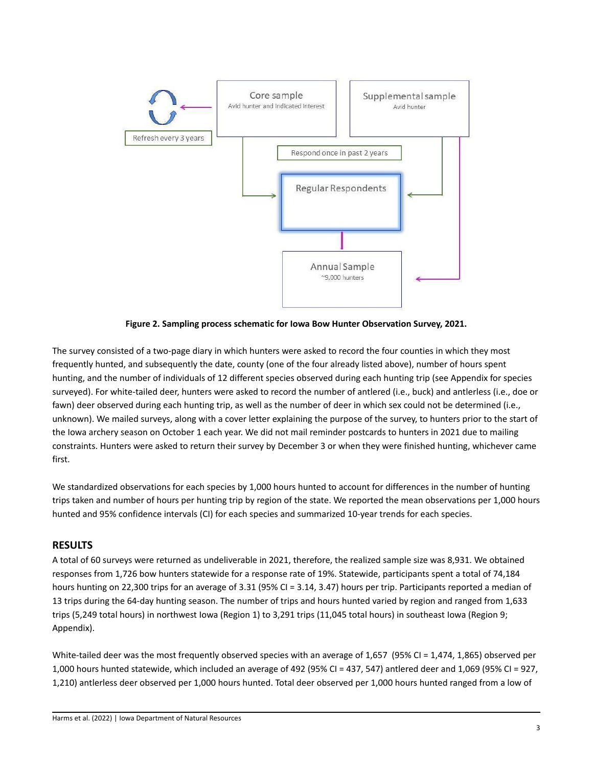Core sample
Avid hunter and indicated interest

Supplemental sample
Avid hunter

Refresh every 3 years

Respond once in past 2 years

Regular Respondents

Annual Sample
~9,000 hunters

**Figure 2. Sampling process schematic for Iowa Bow Hunter Observation Survey, 2021.**

The survey consisted of a two-page diary in which hunters were asked to record the four counties in which they most frequently hunted, and subsequently the date, county (one of the four already listed above), number of hours spent hunting, and the number of individuals of 12 different species observed during each hunting trip (see Appendix for species surveyed). For white-tailed deer, hunters were asked to record the number of antlered (i.e., buck) and antlerless (i.e., doe or fawn) deer observed during each hunting trip, as well as the number of deer in which sex could not be determined (i.e., unknown). We mailed surveys, along with a cover letter explaining the purpose of the survey, to hunters prior to the start of the Iowa archery season on October 1 each year. We did not mail reminder postcards to hunters in 2021 due to mailing constraints. Hunters were asked to return their survey by December 3 or when they were finished hunting, whichever came first.

We standardized observations for each species by 1,000 hours hunted to account for differences in the number of hunting trips taken and number of hours per hunting trip by region of the state. We reported the mean observations per 1,000 hours hunted and 95% confidence intervals (CI) for each species and summarized 10-year trends for each species.

## RESULTS

A total of 60 surveys were returned as undeliverable in 2021, therefore, the realized sample size was 8,931. We obtained responses from 1,726 bow hunters statewide for a response rate of 19%. Statewide, participants spent a total of 74,184 hours hunting on 22,300 trips for an average of 3.31 (95% CI = 3.14, 3.47) hours per trip. Participants reported a median of 13 trips during the 64-day hunting season. The number of trips and hours hunted varied by region and ranged from 1,633 trips (5,249 total hours) in northwest Iowa (Region 1) to 3,291 trips (11,045 total hours) in southeast Iowa (Region 9; Appendix).

White-tailed deer was the most frequently observed species with an average of 1,657 (95% CI = 1,474, 1,865) observed per 1,000 hours hunted statewide, which included an average of 492 (95% CI = 437, 547) antlered deer and 1,069 (95% CI = 927, 1,210) antlerless deer observed per 1,000 hours hunted. Total deer observed per 1,000 hours hunted ranged from a low of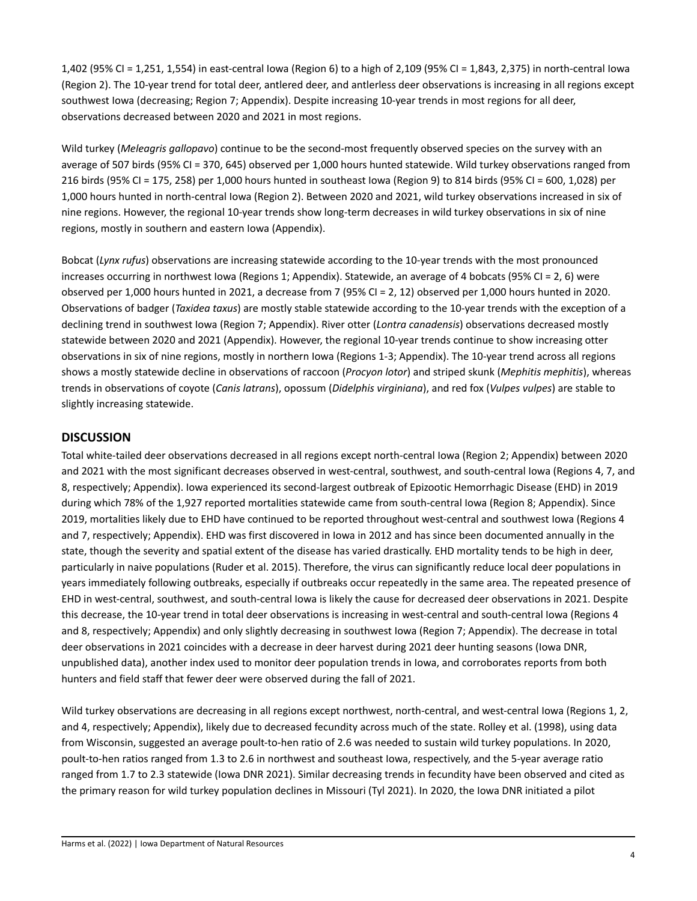1,402 (95% CI = 1,251, 1,554) in east-central Iowa (Region 6) to a high of 2,109 (95% CI = 1,843, 2,375) in north-central Iowa (Region 2). The 10-year trend for total deer, antlered deer, and antlerless deer observations is increasing in all regions except southwest Iowa (decreasing; Region 7; Appendix). Despite increasing 10-year trends in most regions for all deer, observations decreased between 2020 and 2021 in most regions.

Wild turkey (*Meleagris gallopavo*) continue to be the second-most frequently observed species on the survey with an average of 507 birds (95% CI = 370, 645) observed per 1,000 hours hunted statewide. Wild turkey observations ranged from 216 birds (95% CI = 175, 258) per 1,000 hours hunted in southeast Iowa (Region 9) to 814 birds (95% CI = 600, 1,028) per 1,000 hours hunted in north-central Iowa (Region 2). Between 2020 and 2021, wild turkey observations increased in six of nine regions. However, the regional 10-year trends show long-term decreases in wild turkey observations in six of nine regions, mostly in southern and eastern Iowa (Appendix).

Bobcat (*Lynx rufus*) observations are increasing statewide according to the 10-year trends with the most pronounced increases occurring in northwest Iowa (Regions 1; Appendix). Statewide, an average of 4 bobcats (95% CI = 2, 6) were observed per 1,000 hours hunted in 2021, a decrease from 7 (95% CI = 2, 12) observed per 1,000 hours hunted in 2020. Observations of badger (*Taxidea taxus*) are mostly stable statewide according to the 10-year trends with the exception of a declining trend in southwest Iowa (Region 7; Appendix). River otter (*Lontra canadensis*) observations decreased mostly statewide between 2020 and 2021 (Appendix). However, the regional 10-year trends continue to show increasing otter observations in six of nine regions, mostly in northern Iowa (Regions 1-3; Appendix). The 10-year trend across all regions shows a mostly statewide decline in observations of raccoon (*Procyon lotor*) and striped skunk (*Mephitis mephitis*), whereas trends in observations of coyote (*Canis latrans*), opossum (*Didelphis virginiana*), and red fox (*Vulpes vulpes*) are stable to slightly increasing statewide.

## DISCUSSION

Total white-tailed deer observations decreased in all regions except north-central Iowa (Region 2; Appendix) between 2020 and 2021 with the most significant decreases observed in west-central, southwest, and south-central Iowa (Regions 4, 7, and 8, respectively; Appendix). Iowa experienced its second-largest outbreak of Epizootic Hemorrhagic Disease (EHD) in 2019 during which 78% of the 1,927 reported mortalities statewide came from south-central Iowa (Region 8; Appendix). Since 2019, mortalities likely due to EHD have continued to be reported throughout west-central and southwest Iowa (Regions 4 and 7, respectively; Appendix). EHD was first discovered in Iowa in 2012 and has since been documented annually in the state, though the severity and spatial extent of the disease has varied drastically. EHD mortality tends to be high in deer, particularly in naive populations (Ruder et al. 2015). Therefore, the virus can significantly reduce local deer populations in years immediately following outbreaks, especially if outbreaks occur repeatedly in the same area. The repeated presence of EHD in west-central, southwest, and south-central Iowa is likely the cause for decreased deer observations in 2021. Despite this decrease, the 10-year trend in total deer observations is increasing in west-central and south-central Iowa (Regions 4 and 8, respectively; Appendix) and only slightly decreasing in southwest Iowa (Region 7; Appendix). The decrease in total deer observations in 2021 coincides with a decrease in deer harvest during 2021 deer hunting seasons (Iowa DNR, unpublished data), another index used to monitor deer population trends in Iowa, and corroborates reports from both hunters and field staff that fewer deer were observed during the fall of 2021.

Wild turkey observations are decreasing in all regions except northwest, north-central, and west-central Iowa (Regions 1, 2, and 4, respectively; Appendix), likely due to decreased fecundity across much of the state. Rolley et al. (1998), using data from Wisconsin, suggested an average poult-to-hen ratio of 2.6 was needed to sustain wild turkey populations. In 2020, poult-to-hen ratios ranged from 1.3 to 2.6 in northwest and southeast Iowa, respectively, and the 5-year average ratio ranged from 1.7 to 2.3 statewide (Iowa DNR 2021). Similar decreasing trends in fecundity have been observed and cited as the primary reason for wild turkey population declines in Missouri (Tyl 2021). In 2020, the Iowa DNR initiated a pilot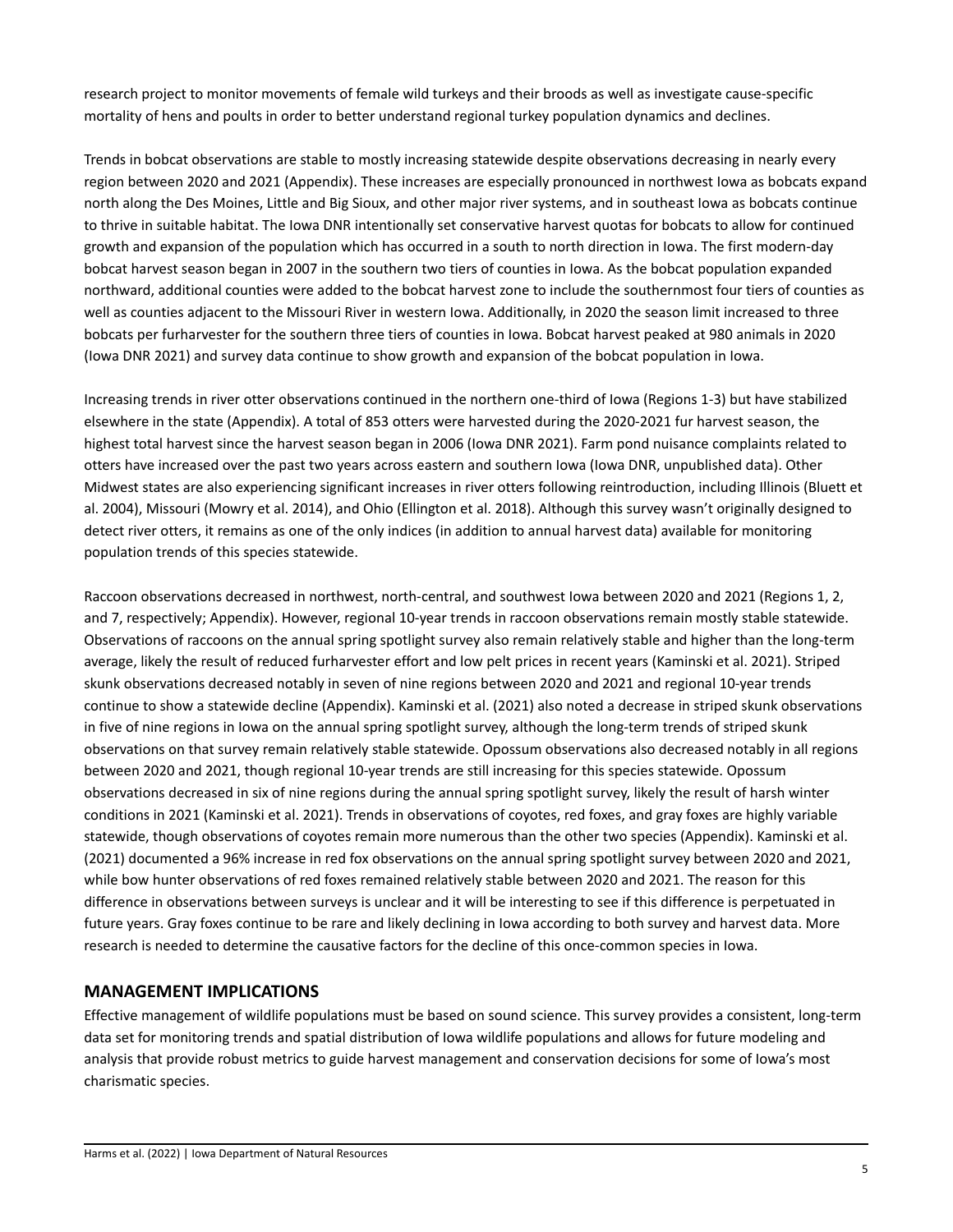research project to monitor movements of female wild turkeys and their broods as well as investigate cause-specific mortality of hens and poults in order to better understand regional turkey population dynamics and declines.

Trends in bobcat observations are stable to mostly increasing statewide despite observations decreasing in nearly every region between 2020 and 2021 (Appendix). These increases are especially pronounced in northwest Iowa as bobcats expand north along the Des Moines, Little and Big Sioux, and other major river systems, and in southeast Iowa as bobcats continue to thrive in suitable habitat. The Iowa DNR intentionally set conservative harvest quotas for bobcats to allow for continued growth and expansion of the population which has occurred in a south to north direction in Iowa. The first modern-day bobcat harvest season began in 2007 in the southern two tiers of counties in Iowa. As the bobcat population expanded northward, additional counties were added to the bobcat harvest zone to include the southernmost four tiers of counties as well as counties adjacent to the Missouri River in western Iowa. Additionally, in 2020 the season limit increased to three bobcats per furharvester for the southern three tiers of counties in Iowa. Bobcat harvest peaked at 980 animals in 2020 (Iowa DNR 2021) and survey data continue to show growth and expansion of the bobcat population in Iowa.

Increasing trends in river otter observations continued in the northern one-third of Iowa (Regions 1-3) but have stabilized elsewhere in the state (Appendix). A total of 853 otters were harvested during the 2020-2021 fur harvest season, the highest total harvest since the harvest season began in 2006 (Iowa DNR 2021). Farm pond nuisance complaints related to otters have increased over the past two years across eastern and southern Iowa (Iowa DNR, unpublished data). Other Midwest states are also experiencing significant increases in river otters following reintroduction, including Illinois (Bluett et al. 2004), Missouri (Mowry et al. 2014), and Ohio (Ellington et al. 2018). Although this survey wasn't originally designed to detect river otters, it remains as one of the only indices (in addition to annual harvest data) available for monitoring population trends of this species statewide.

Raccoon observations decreased in northwest, north-central, and southwest Iowa between 2020 and 2021 (Regions 1, 2, and 7, respectively; Appendix). However, regional 10-year trends in raccoon observations remain mostly stable statewide. Observations of raccoons on the annual spring spotlight survey also remain relatively stable and higher than the long-term average, likely the result of reduced furharvester effort and low pelt prices in recent years (Kaminski et al. 2021). Striped skunk observations decreased notably in seven of nine regions between 2020 and 2021 and regional 10-year trends continue to show a statewide decline (Appendix). Kaminski et al. (2021) also noted a decrease in striped skunk observations in five of nine regions in Iowa on the annual spring spotlight survey, although the long-term trends of striped skunk observations on that survey remain relatively stable statewide. Opossum observations also decreased notably in all regions between 2020 and 2021, though regional 10-year trends are still increasing for this species statewide. Opossum observations decreased in six of nine regions during the annual spring spotlight survey, likely the result of harsh winter conditions in 2021 (Kaminski et al. 2021). Trends in observations of coyotes, red foxes, and gray foxes are highly variable statewide, though observations of coyotes remain more numerous than the other two species (Appendix). Kaminski et al. (2021) documented a 96% increase in red fox observations on the annual spring spotlight survey between 2020 and 2021, while bow hunter observations of red foxes remained relatively stable between 2020 and 2021. The reason for this difference in observations between surveys is unclear and it will be interesting to see if this difference is perpetuated in future years. Gray foxes continue to be rare and likely declining in Iowa according to both survey and harvest data. More research is needed to determine the causative factors for the decline of this once-common species in Iowa.

## MANAGEMENT IMPLICATIONS

Effective management of wildlife populations must be based on sound science. This survey provides a consistent, long-term data set for monitoring trends and spatial distribution of Iowa wildlife populations and allows for future modeling and analysis that provide robust metrics to guide harvest management and conservation decisions for some of Iowa's most charismatic species.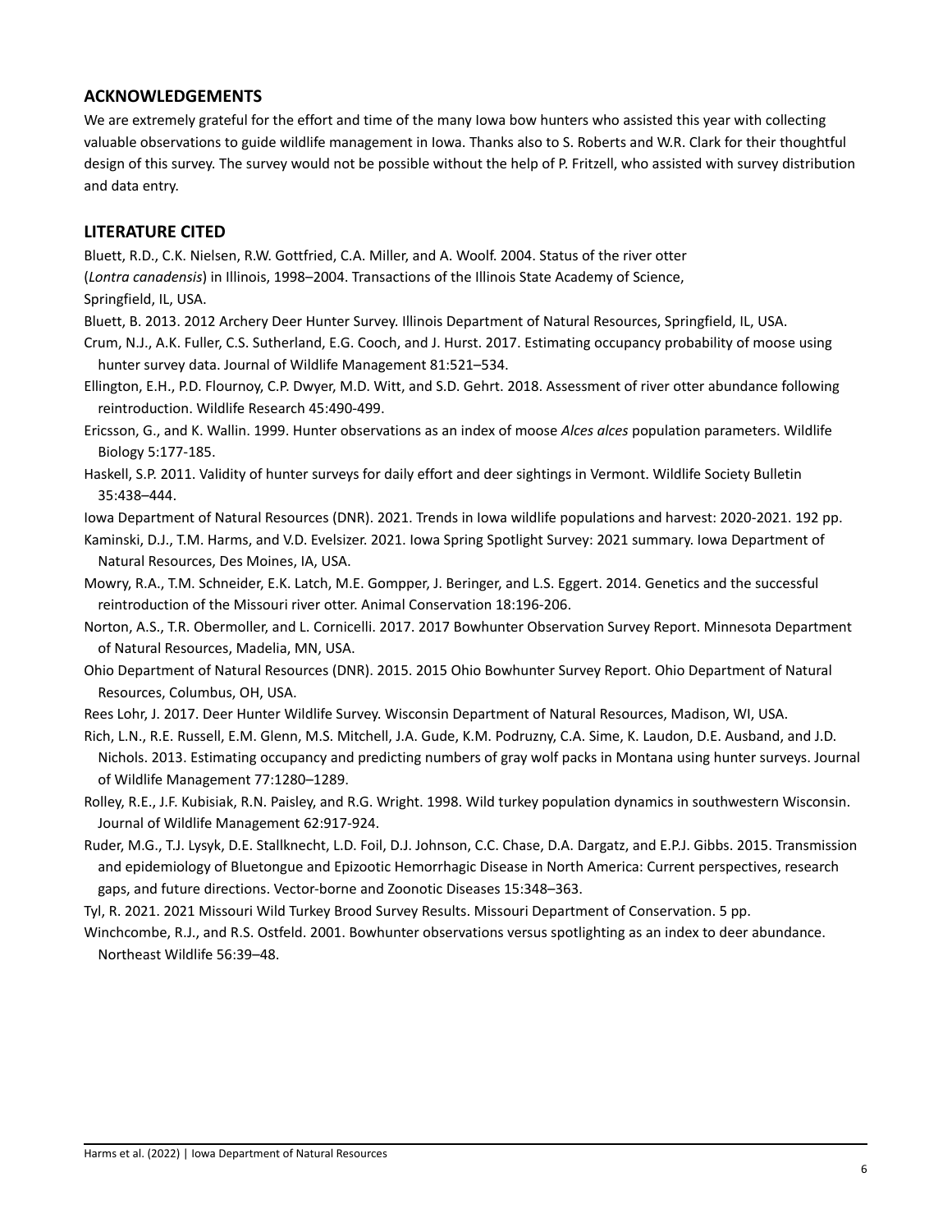## ACKNOWLEDGEMENTS

We are extremely grateful for the effort and time of the many Iowa bow hunters who assisted this year with collecting valuable observations to guide wildlife management in Iowa. Thanks also to S. Roberts and W.R. Clark for their thoughtful design of this survey. The survey would not be possible without the help of P. Fritzell, who assisted with survey distribution and data entry.

## LITERATURE CITED

Bluett, R.D., C.K. Nielsen, R.W. Gottfried, C.A. Miller, and A. Woolf. 2004. Status of the river otter (*Lontra canadensis*) in Illinois, 1998–2004. Transactions of the Illinois State Academy of Science, Springfield, IL, USA.

Bluett, B. 2013. 2012 Archery Deer Hunter Survey. Illinois Department of Natural Resources, Springfield, IL, USA.

Crum, N.J., A.K. Fuller, C.S. Sutherland, E.G. Cooch, and J. Hurst. 2017. Estimating occupancy probability of moose using hunter survey data. Journal of Wildlife Management 81:521–534.

Ellington, E.H., P.D. Flournoy, C.P. Dwyer, M.D. Witt, and S.D. Gehrt. 2018. Assessment of river otter abundance following reintroduction. Wildlife Research 45:490-499.

Ericsson, G., and K. Wallin. 1999. Hunter observations as an index of moose *Alces alces* population parameters. Wildlife Biology 5:177-185.

Haskell, S.P. 2011. Validity of hunter surveys for daily effort and deer sightings in Vermont. Wildlife Society Bulletin 35:438–444.

Iowa Department of Natural Resources (DNR). 2021. Trends in Iowa wildlife populations and harvest: 2020-2021. 192 pp.

Kaminski, D.J., T.M. Harms, and V.D. Evelsizer. 2021. Iowa Spring Spotlight Survey: 2021 summary. Iowa Department of Natural Resources, Des Moines, IA, USA.

Mowry, R.A., T.M. Schneider, E.K. Latch, M.E. Gompper, J. Beringer, and L.S. Eggert. 2014. Genetics and the successful reintroduction of the Missouri river otter. Animal Conservation 18:196-206.

Norton, A.S., T.R. Obermoller, and L. Cornicelli. 2017. 2017 Bowhunter Observation Survey Report. Minnesota Department of Natural Resources, Madelia, MN, USA.

Ohio Department of Natural Resources (DNR). 2015. 2015 Ohio Bowhunter Survey Report. Ohio Department of Natural Resources, Columbus, OH, USA.

Rees Lohr, J. 2017. Deer Hunter Wildlife Survey. Wisconsin Department of Natural Resources, Madison, WI, USA.

Rich, L.N., R.E. Russell, E.M. Glenn, M.S. Mitchell, J.A. Gude, K.M. Podruzny, C.A. Sime, K. Laudon, D.E. Ausband, and J.D. Nichols. 2013. Estimating occupancy and predicting numbers of gray wolf packs in Montana using hunter surveys. Journal of Wildlife Management 77:1280–1289.

Rolley, R.E., J.F. Kubisiak, R.N. Paisley, and R.G. Wright. 1998. Wild turkey population dynamics in southwestern Wisconsin. Journal of Wildlife Management 62:917-924.

Ruder, M.G., T.J. Lysyk, D.E. Stallknecht, L.D. Foil, D.J. Johnson, C.C. Chase, D.A. Dargatz, and E.P.J. Gibbs. 2015. Transmission and epidemiology of Bluetongue and Epizootic Hemorrhagic Disease in North America: Current perspectives, research gaps, and future directions. Vector-borne and Zoonotic Diseases 15:348–363.

Tyl, R. 2021. 2021 Missouri Wild Turkey Brood Survey Results. Missouri Department of Conservation. 5 pp.

Winchcombe, R.J., and R.S. Ostfeld. 2001. Bowhunter observations versus spotlighting as an index to deer abundance. Northeast Wildlife 56:39–48.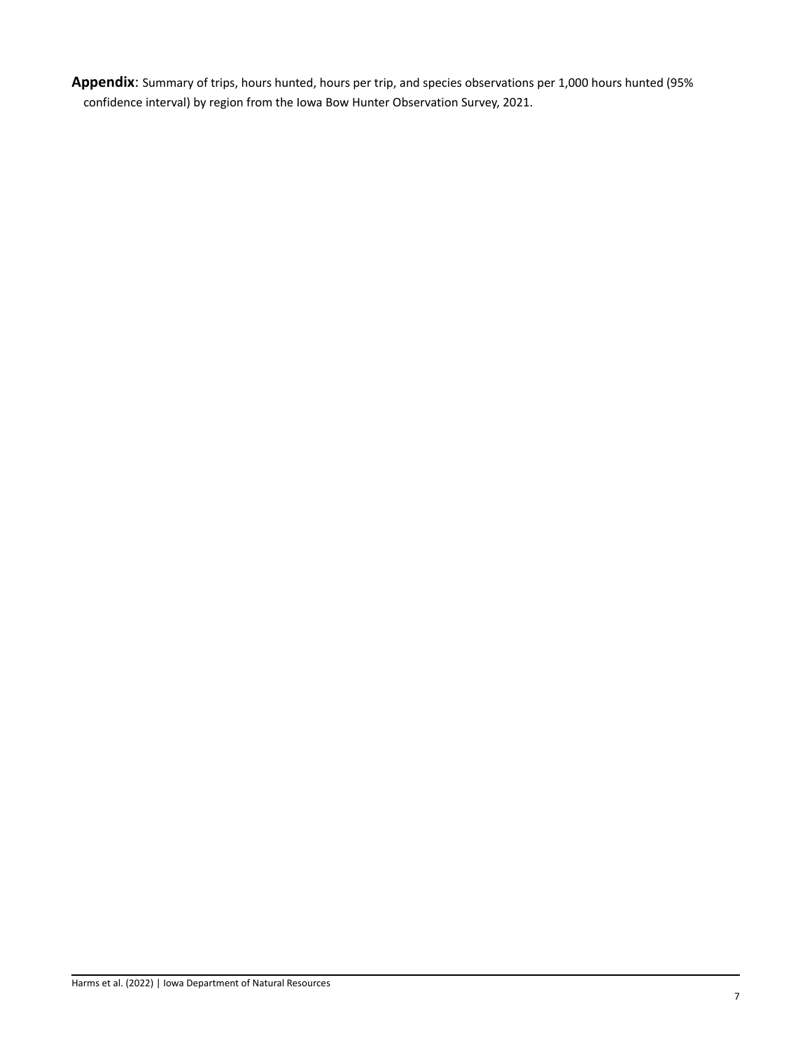**Appendix**: Summary of trips, hours hunted, hours per trip, and species observations per 1,000 hours hunted (95% confidence interval) by region from the Iowa Bow Hunter Observation Survey, 2021.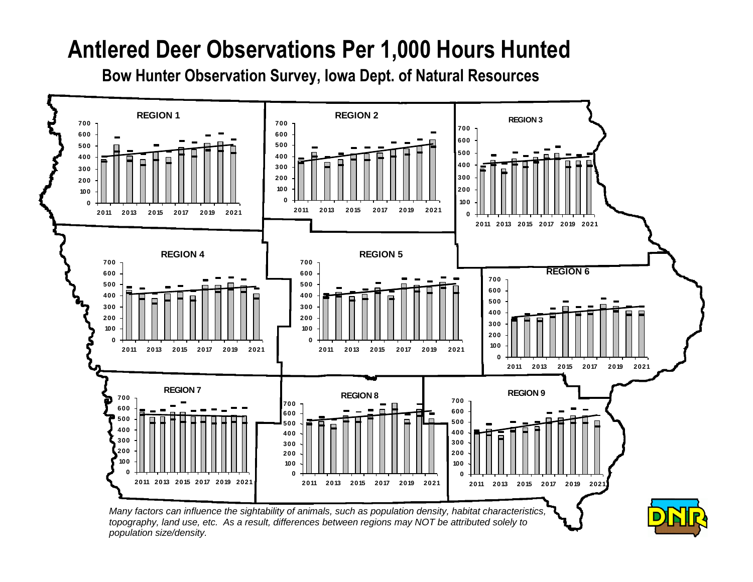# Antlered Deer Observations Per 1,000 Hours Hunted

## Bow Hunter Observation Survey, Iowa Dept. of Natural Resources

REGION 1

REGION 2

REGION 3

REGION 4

REGION 5

REGION 6

REGION 7

REGION 8

REGION 9

*Many factors can influence the sightability of animals, such as population density, habitat characteristics, topography, land use, etc. As a result, differences between regions may NOT be attributed solely to population size/density.*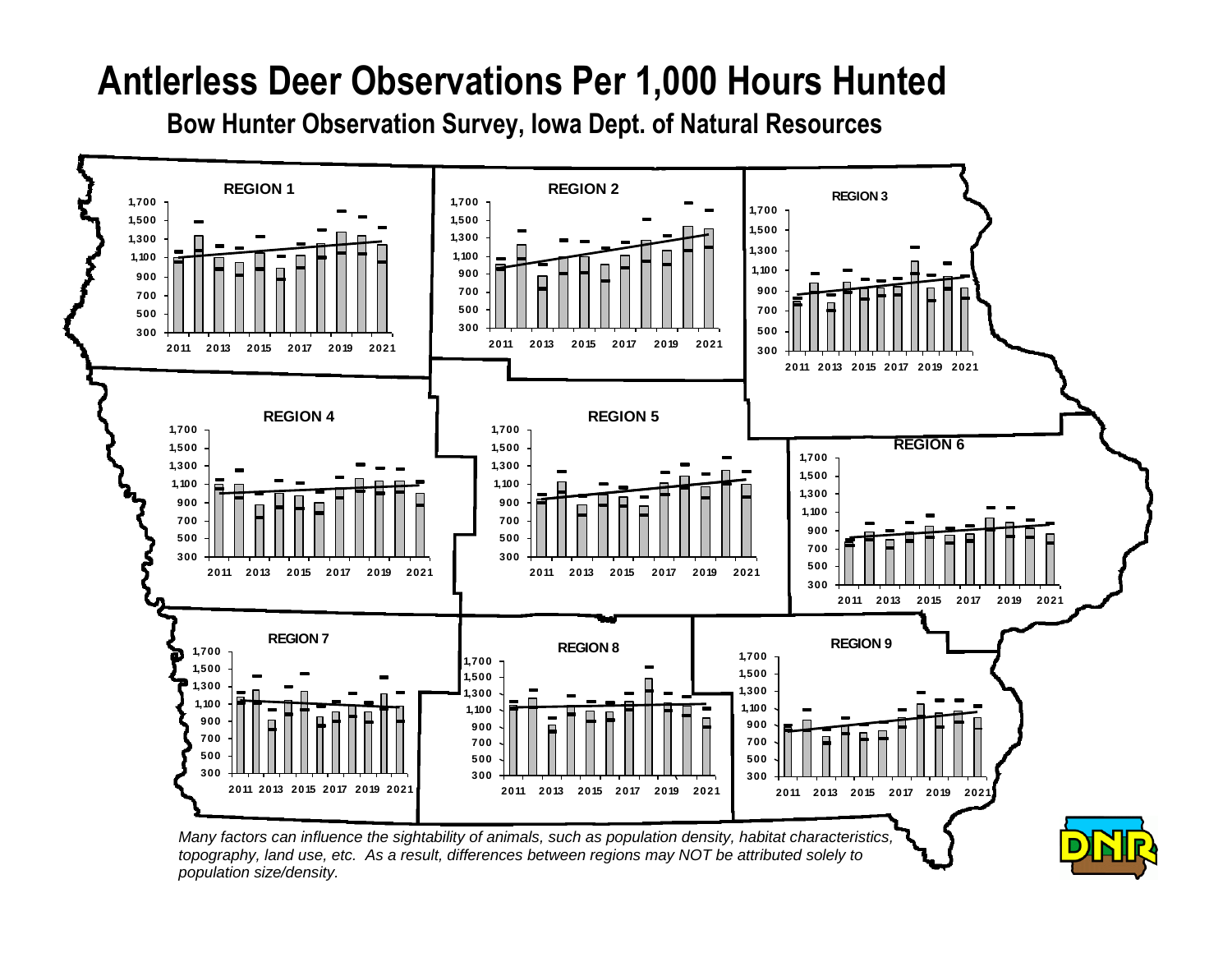# Antlerless Deer Observations Per 1,000 Hours Hunted

## Bow Hunter Observation Survey, Iowa Dept. of Natural Resources

REGION 1

REGION 2

REGION 3

REGION 4

REGION 5

REGION 6

REGION 7

REGION 8

REGION 9

*Many factors can influence the sightability of animals, such as population density, habitat characteristics, topography, land use, etc. As a result, differences between regions may NOT be attributed solely to population size/density.*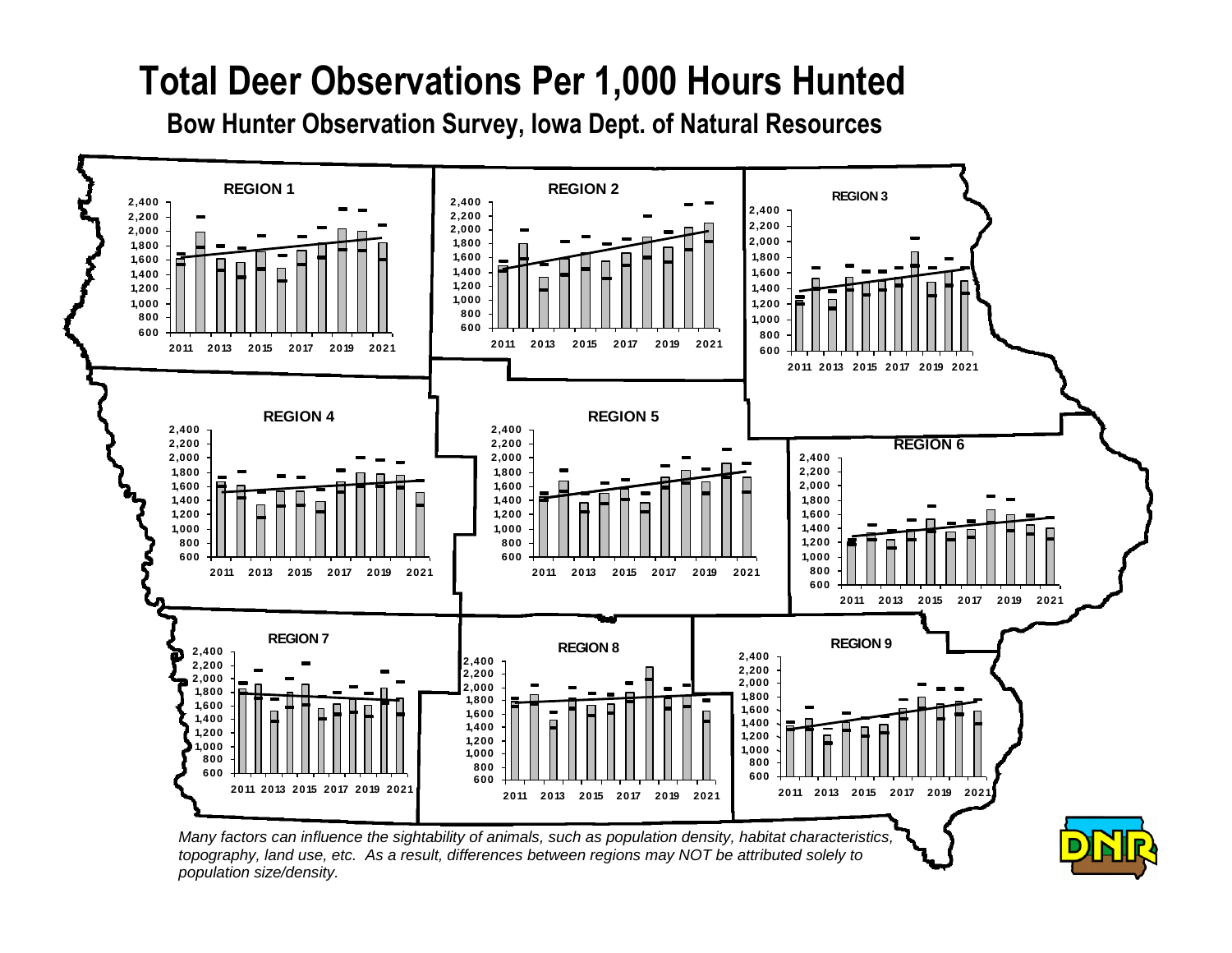# Total Deer Observations Per 1,000 Hours Hunted

## Bow Hunter Observation Survey, Iowa Dept. of Natural Resources

REGION 1

REGION 2

REGION 3

REGION 4

REGION 5

REGION 6

REGION 7

REGION 8

REGION 9

*Many factors can influence the sightability of animals, such as population density, habitat characteristics, topography, land use, etc. As a result, differences between regions may NOT be attributed solely to population size/density.*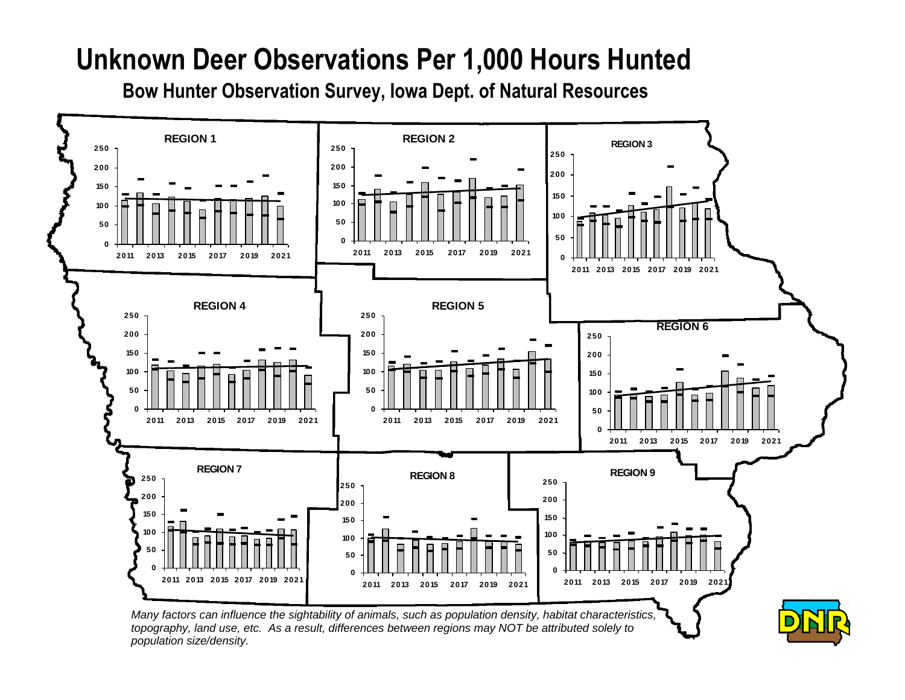# Unknown Deer Observations Per 1,000 Hours Hunted

## Bow Hunter Observation Survey, Iowa Dept. of Natural Resources

REGION 1

REGION 2

REGION 3

REGION 4

REGION 5

REGION 6

REGION 7

REGION 8

REGION 9

*Many factors can influence the sightability of animals, such as population density, habitat characteristics, topography, land use, etc. As a result, differences between regions may NOT be attributed solely to population size/density.*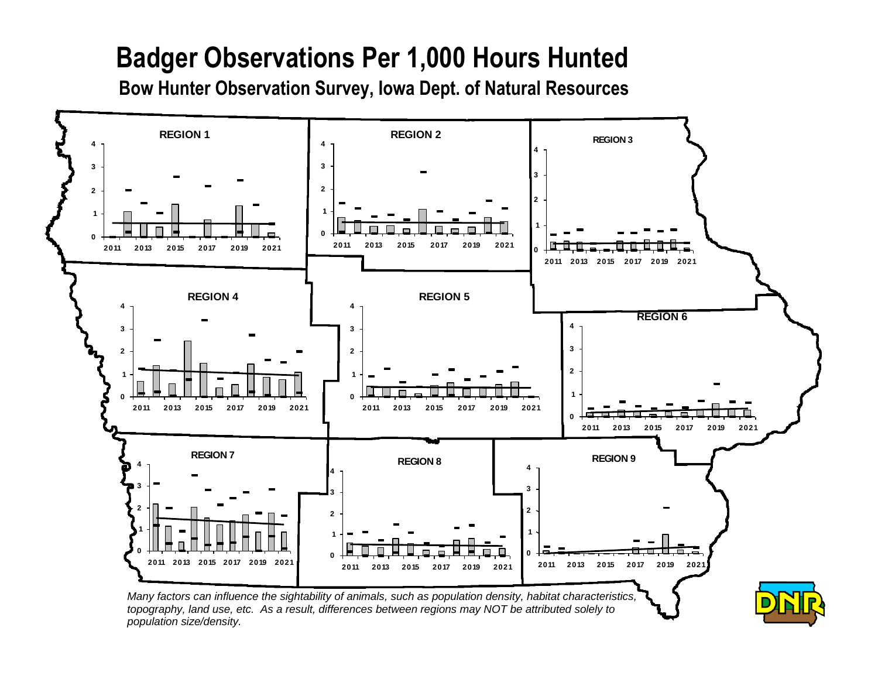# Badger Observations Per 1,000 Hours Hunted

## Bow Hunter Observation Survey, Iowa Dept. of Natural Resources

REGION 1

REGION 2

REGION 3

REGION 4

REGION 5

REGION 6

REGION 7

REGION 8

REGION 9

*Many factors can influence the sightability of animals, such as population density, habitat characteristics, topography, land use, etc. As a result, differences between regions may NOT be attributed solely to population size/density.*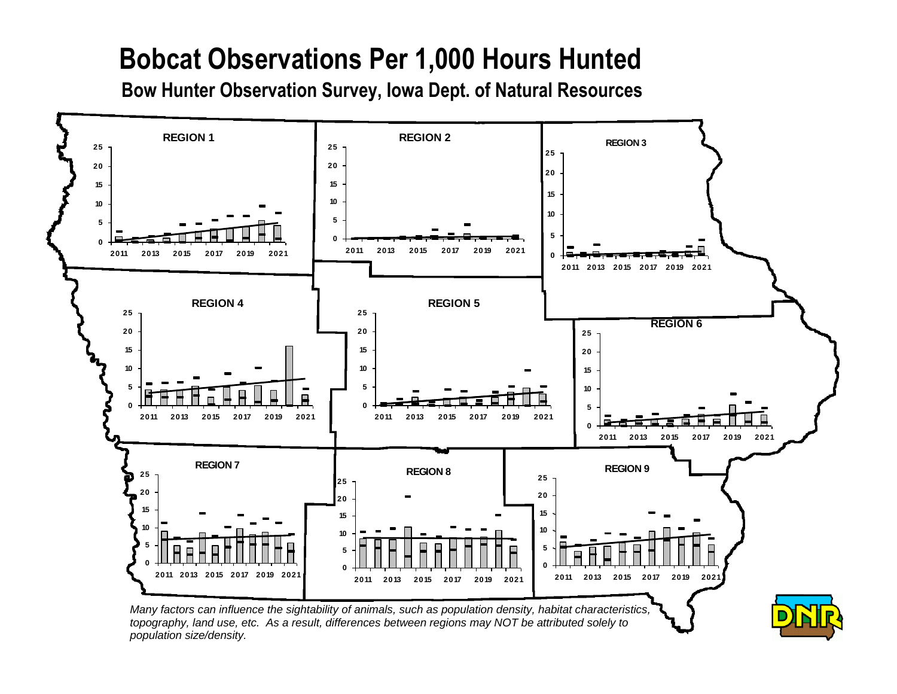# Bobcat Observations Per 1,000 Hours Hunted

## Bow Hunter Observation Survey, Iowa Dept. of Natural Resources

REGION 1

REGION 2

REGION 3

REGION 4

REGION 5

REGION 6

REGION 7

REGION 8

REGION 9

*Many factors can influence the sightability of animals, such as population density, habitat characteristics, topography, land use, etc. As a result, differences between regions may NOT be attributed solely to population size/density.*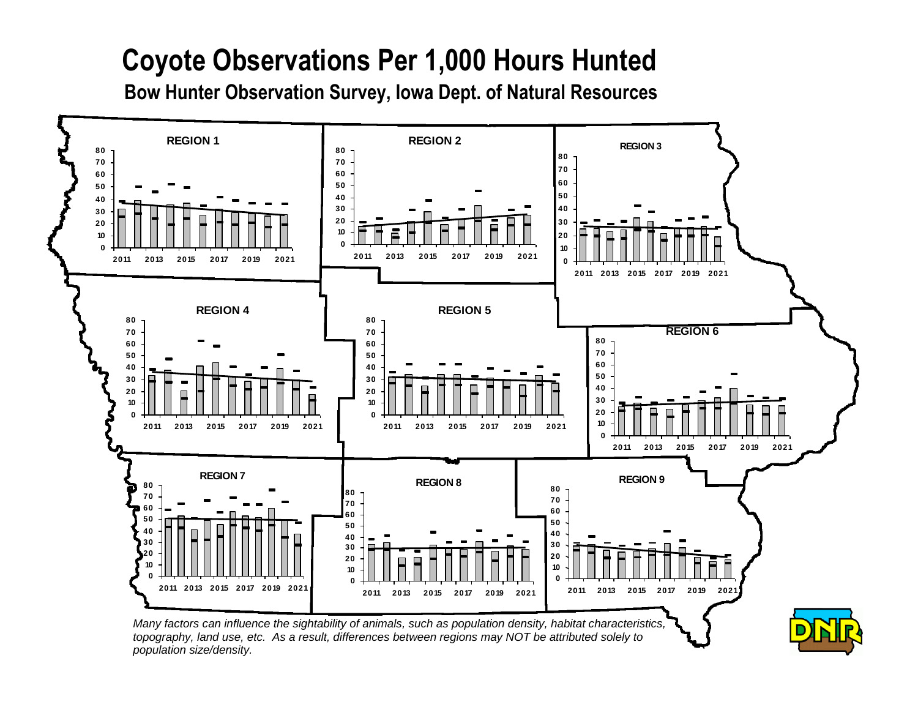# Coyote Observations Per 1,000 Hours Hunted

## Bow Hunter Observation Survey, Iowa Dept. of Natural Resources

*Many factors can influence the sightability of animals, such as population density, habitat characteristics, topography, land use, etc. As a result, differences between regions may NOT be attributed solely to population size/density.*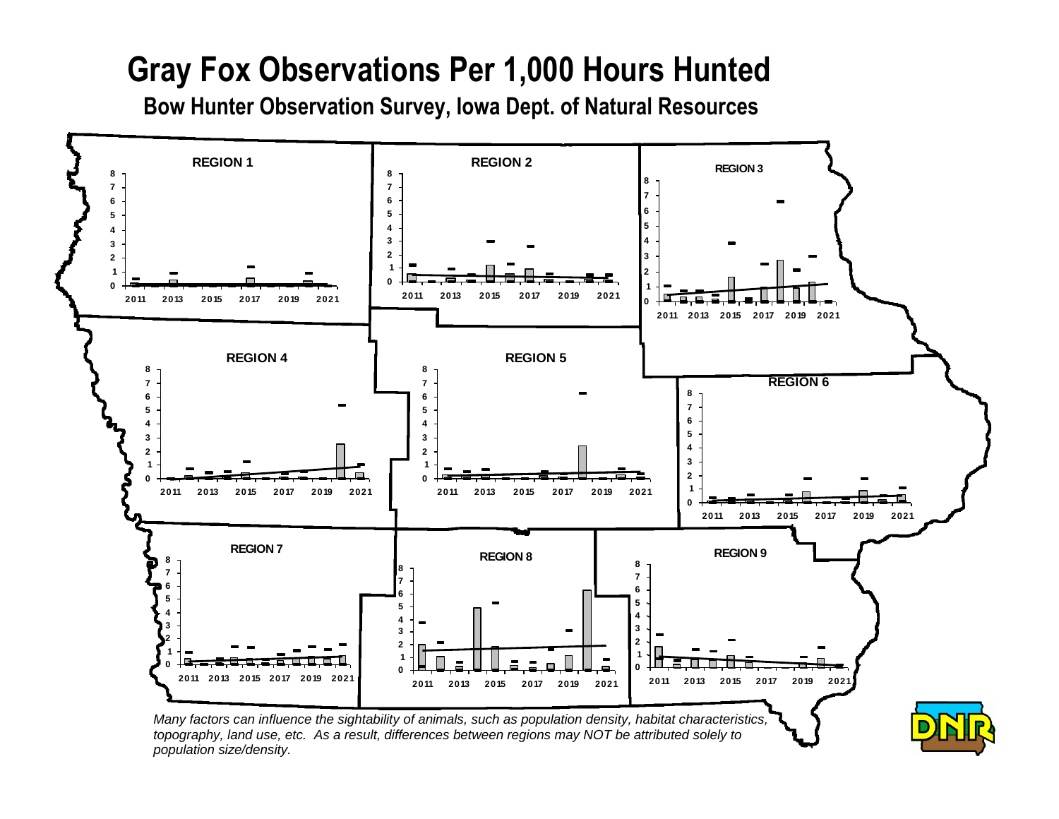# Gray Fox Observations Per 1,000 Hours Hunted

## Bow Hunter Observation Survey, Iowa Dept. of Natural Resources

REGION 1

REGION 2

REGION 3

REGION 4

REGION 5

REGION 6

REGION 7

REGION 8

REGION 9

*Many factors can influence the sightability of animals, such as population density, habitat characteristics, topography, land use, etc. As a result, differences between regions may NOT be attributed solely to population size/density.*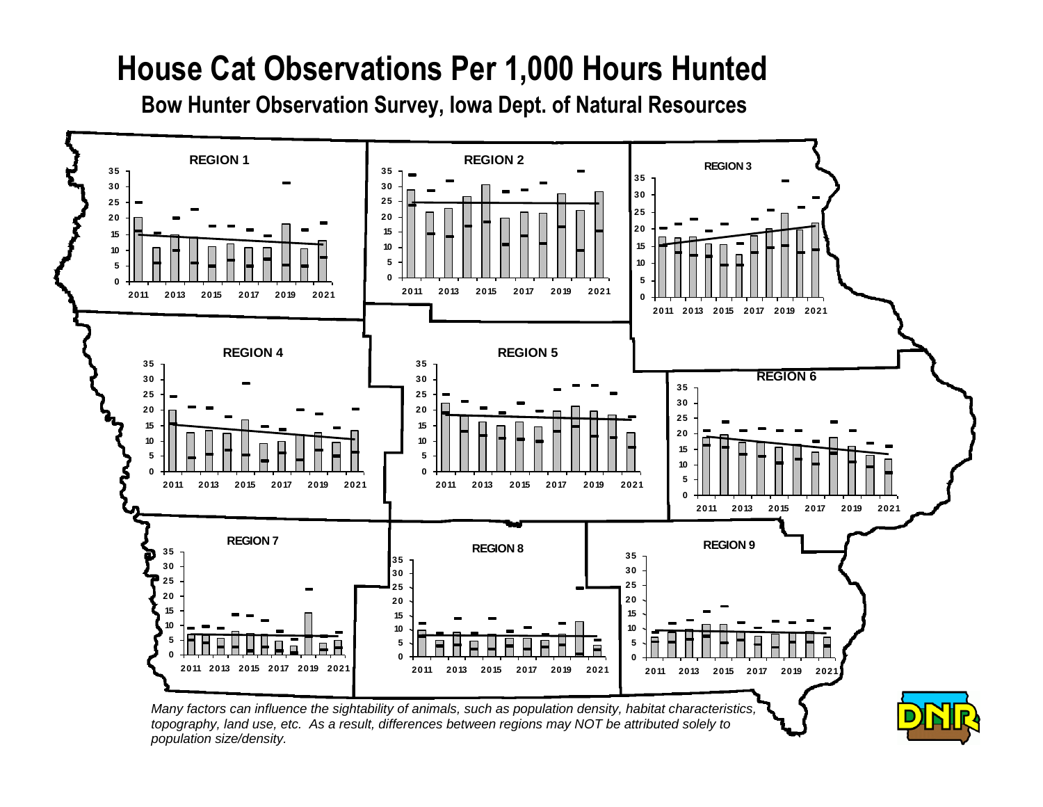# House Cat Observations Per 1,000 Hours Hunted

## Bow Hunter Observation Survey, Iowa Dept. of Natural Resources

REGION 1

REGION 2

REGION 3

REGION 4

REGION 5

REGION 6

REGION 7

REGION 8

REGION 9

*Many factors can influence the sightability of animals, such as population density, habitat characteristics, topography, land use, etc. As a result, differences between regions may NOT be attributed solely to population size/density.*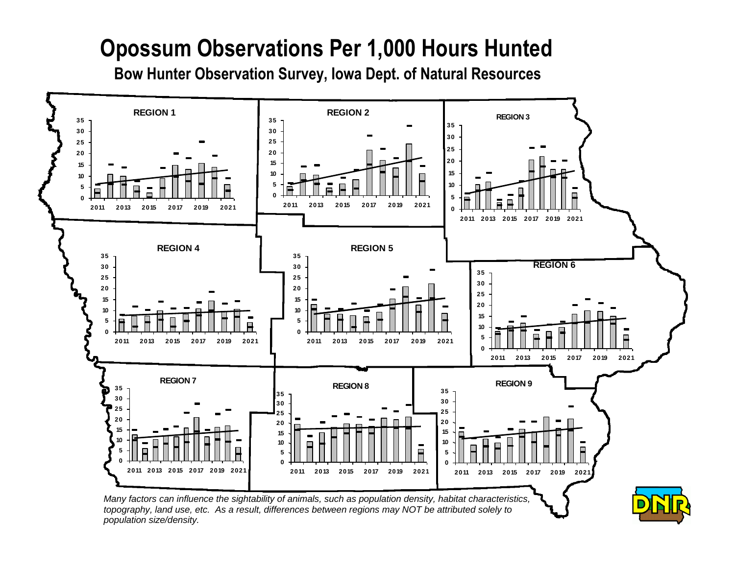# Opossum Observations Per 1,000 Hours Hunted

## Bow Hunter Observation Survey, Iowa Dept. of Natural Resources

REGION 1

REGION 2

REGION 3

REGION 4

REGION 5

REGION 6

REGION 7

REGION 8

REGION 9

*Many factors can influence the sightability of animals, such as population density, habitat characteristics, topography, land use, etc. As a result, differences between regions may NOT be attributed solely to population size/density.*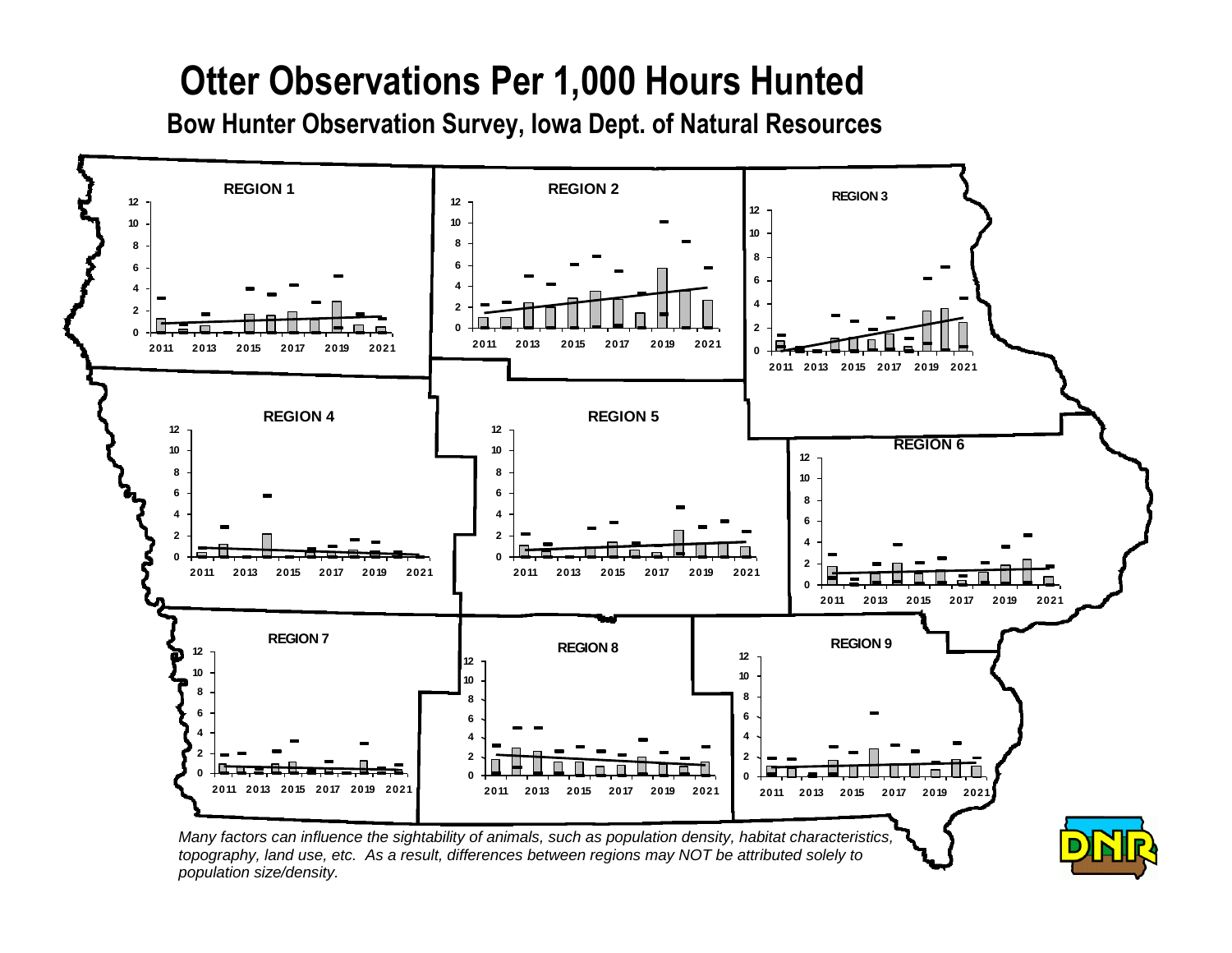# Otter Observations Per 1,000 Hours Hunted

## Bow Hunter Observation Survey, Iowa Dept. of Natural Resources

REGION 1

REGION 2

REGION 3

REGION 4

REGION 5

REGION 6

REGION 7

REGION 8

REGION 9

*Many factors can influence the sightability of animals, such as population density, habitat characteristics, topography, land use, etc. As a result, differences between regions may NOT be attributed solely to population size/density.*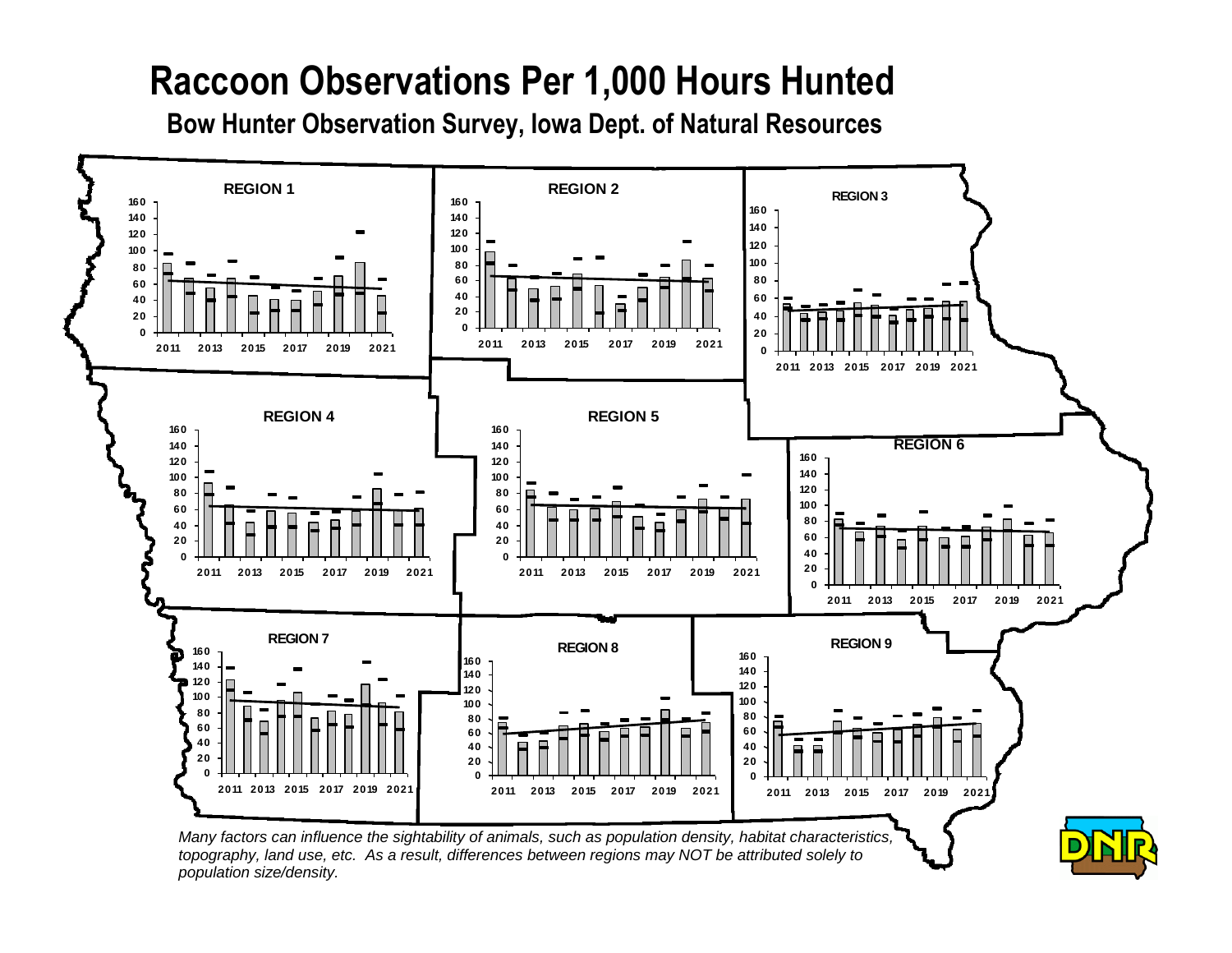# Raccoon Observations Per 1,000 Hours Hunted

## Bow Hunter Observation Survey, Iowa Dept. of Natural Resources

REGION 1

REGION 2

REGION 3

REGION 4

REGION 5

REGION 6

REGION 7

REGION 8

REGION 9

*Many factors can influence the sightability of animals, such as population density, habitat characteristics, topography, land use, etc. As a result, differences between regions may NOT be attributed solely to population size/density.*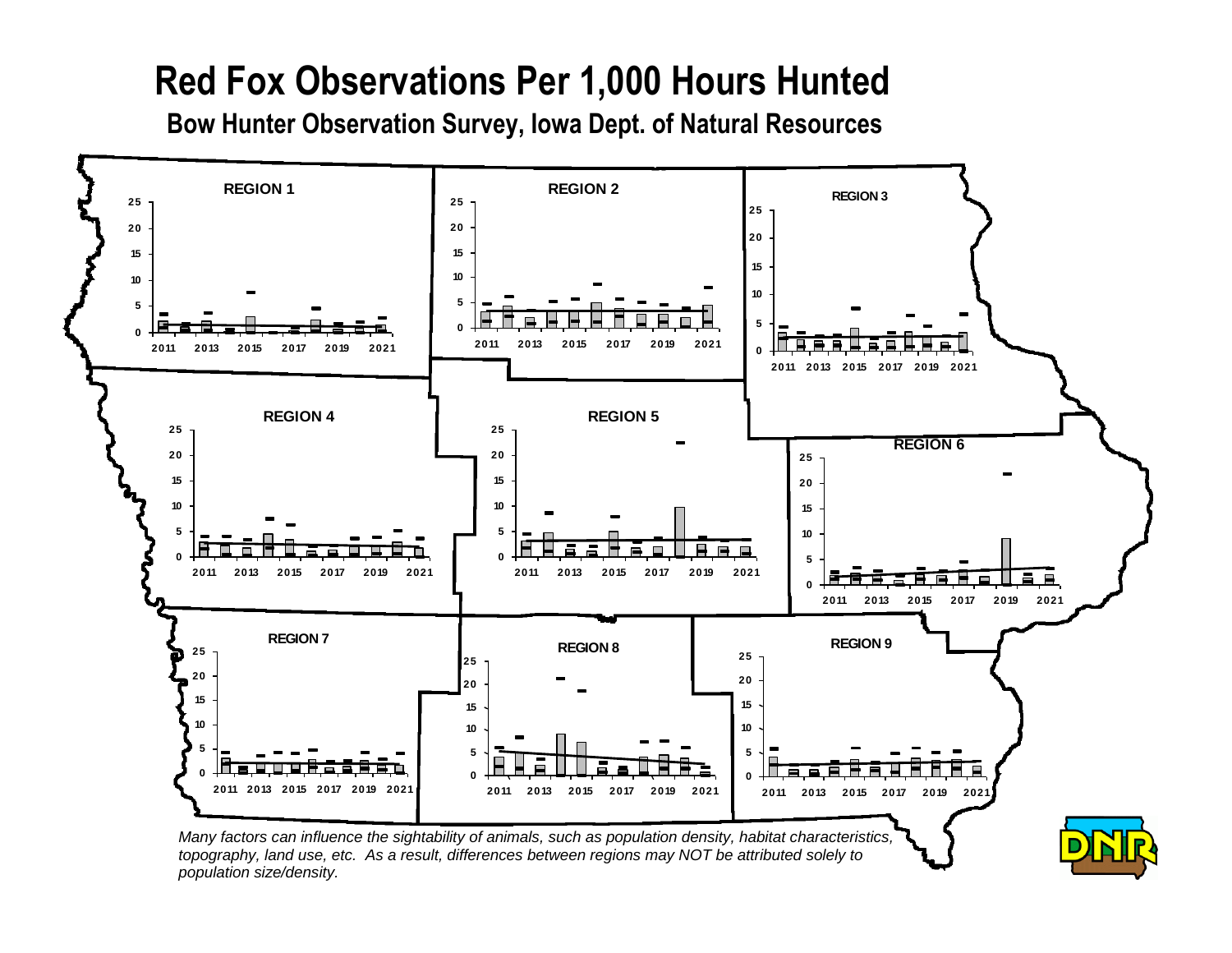# Red Fox Observations Per 1,000 Hours Hunted

## Bow Hunter Observation Survey, Iowa Dept. of Natural Resources

REGION 1

REGION 2

REGION 3

REGION 4

REGION 5

REGION 6

REGION 7

REGION 8

REGION 9

*Many factors can influence the sightability of animals, such as population density, habitat characteristics, topography, land use, etc. As a result, differences between regions may NOT be attributed solely to population size/density.*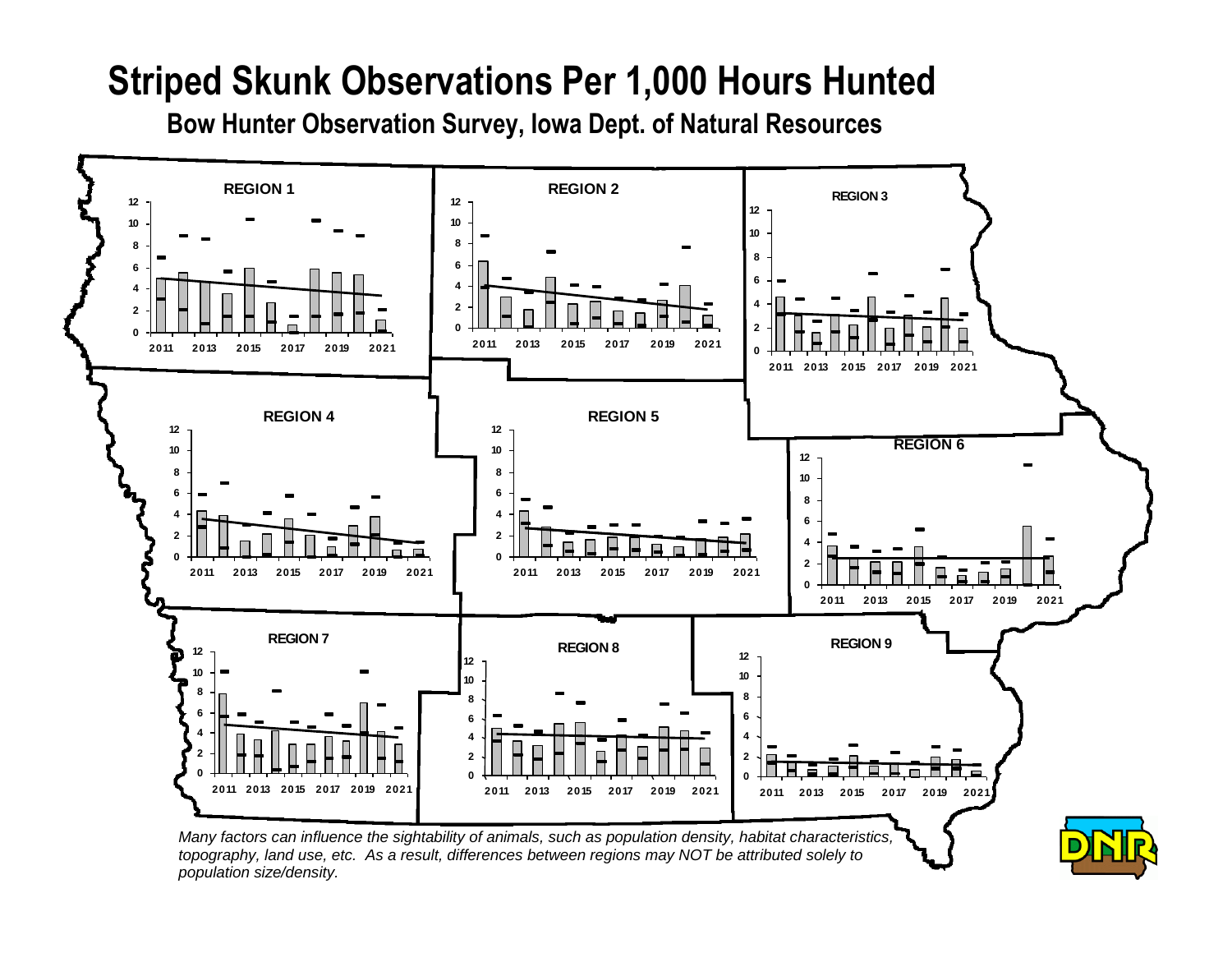# Striped Skunk Observations Per 1,000 Hours Hunted

## Bow Hunter Observation Survey, Iowa Dept. of Natural Resources

REGION 1

REGION 2

REGION 3

REGION 4

REGION 5

REGION 6

REGION 7

REGION 8

REGION 9

*Many factors can influence the sightability of animals, such as population density, habitat characteristics, topography, land use, etc. As a result, differences between regions may NOT be attributed solely to population size/density.*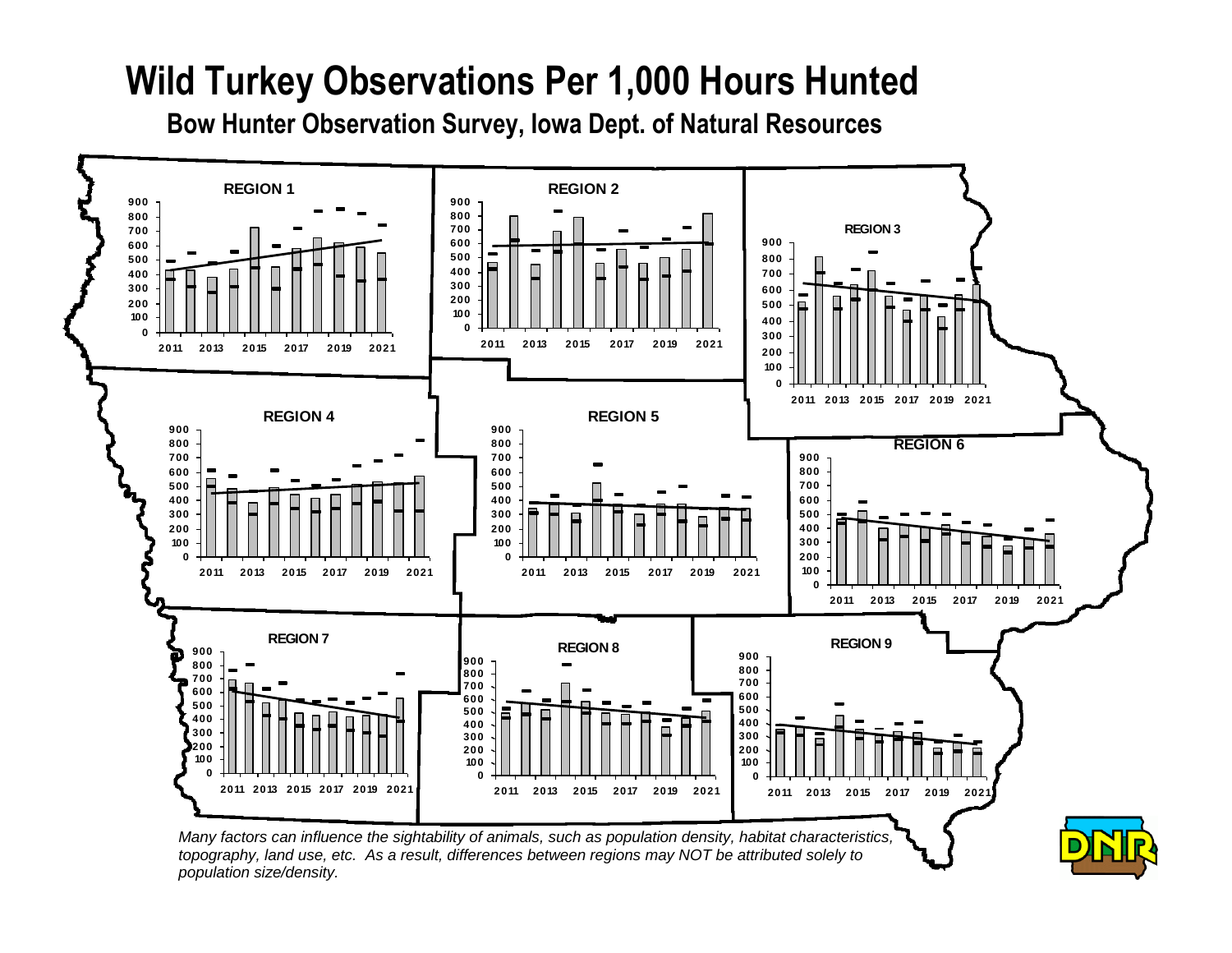# Wild Turkey Observations Per 1,000 Hours Hunted

## Bow Hunter Observation Survey, Iowa Dept. of Natural Resources

*Many factors can influence the sightability of animals, such as population density, habitat characteristics, topography, land use, etc. As a result, differences between regions may NOT be attributed solely to population size/density.*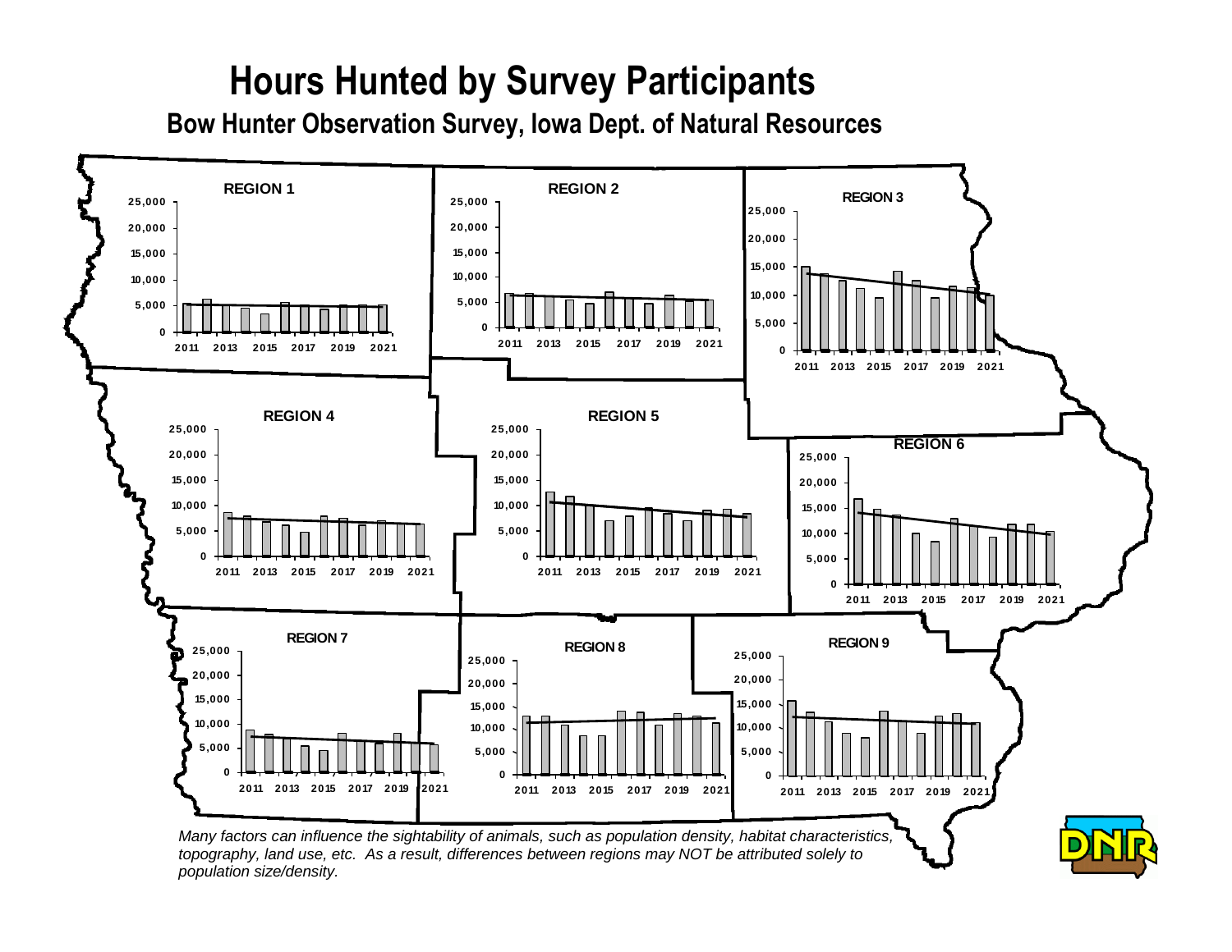# Hours Hunted by Survey Participants

## Bow Hunter Observation Survey, Iowa Dept. of Natural Resources

REGION 1

REGION 2

REGION 3

REGION 4

REGION 5

REGION 6

REGION 7

REGION 8

REGION 9

*Many factors can influence the sightability of animals, such as population density, habitat characteristics, topography, land use, etc. As a result, differences between regions may NOT be attributed solely to population size/density.*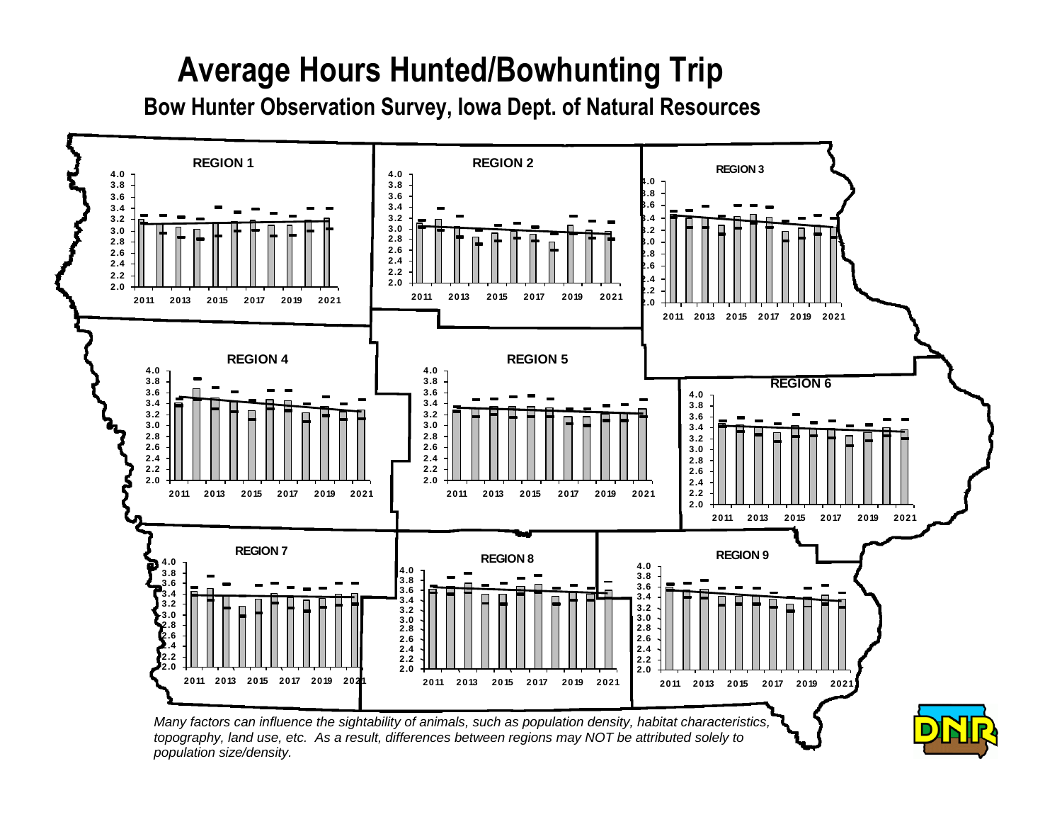# Average Hours Hunted/Bowhunting Trip

## Bow Hunter Observation Survey, Iowa Dept. of Natural Resources

REGION 1

REGION 2

REGION 3

REGION 4

REGION 5

REGION 6

REGION 7

REGION 8

REGION 9

*Many factors can influence the sightability of animals, such as population density, habitat characteristics, topography, land use, etc. As a result, differences between regions may NOT be attributed solely to population size/density.*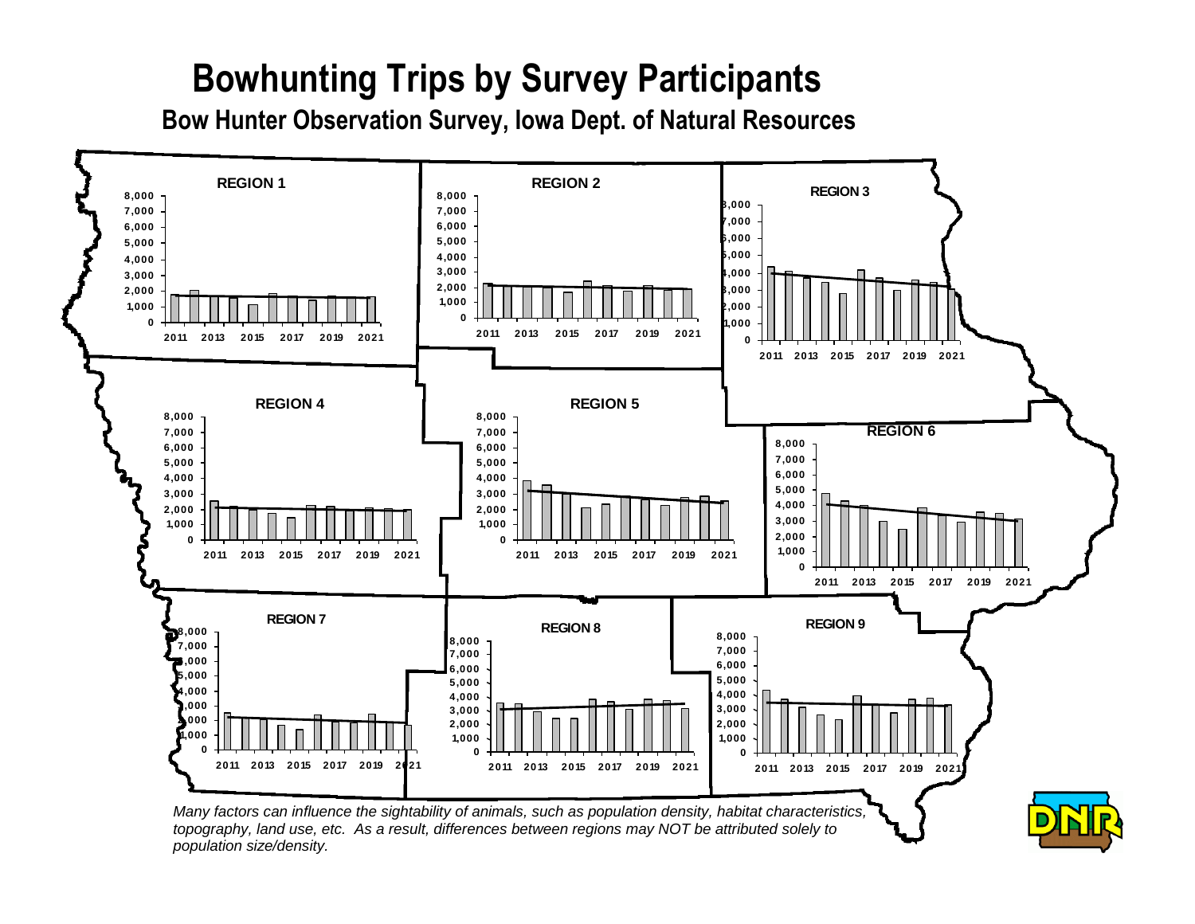# Bowhunting Trips by Survey Participants

## Bow Hunter Observation Survey, Iowa Dept. of Natural Resources

REGION 1

8,000
7,000
6,000
5,000
4,000
3,000
2,000
1,000
0

2011 2013 2015 2017 2019 2021

REGION 2

8,000
7,000
6,000
5,000
4,000
3,000
2,000
1,000
0

2011 2013 2015 2017 2019 2021

REGION 3

8,000
7,000
6,000
5,000
4,000
3,000
2,000
1,000
0

2011 2013 2015 2017 2019 2021

REGION 4

8,000
7,000
6,000
5,000
4,000
3,000
2,000
1,000
0

2011 2013 2015 2017 2019 2021

REGION 5

8,000
7,000
6,000
5,000
4,000
3,000
2,000
1,000
0

2011 2013 2015 2017 2019 2021

REGION 6

8,000
7,000
6,000
5,000
4,000
3,000
2,000
1,000
0

2011 2013 2015 2017 2019 2021

REGION 7

8,000
7,000
6,000
5,000
4,000
3,000
2,000
1,000
0

2011 2013 2015 2017 2019 2021

REGION 8

8,000
7,000
6,000
5,000
4,000
3,000
2,000
1,000
0

2011 2013 2015 2017 2019 2021

REGION 9

8,000
7,000
6,000
5,000
4,000
3,000
2,000
1,000
0

2011 2013 2015 2017 2019 2021

*Many factors can influence the sightability of animals, such as population density, habitat characteristics, topography, land use, etc. As a result, differences between regions may NOT be attributed solely to population size/density.*

DNR